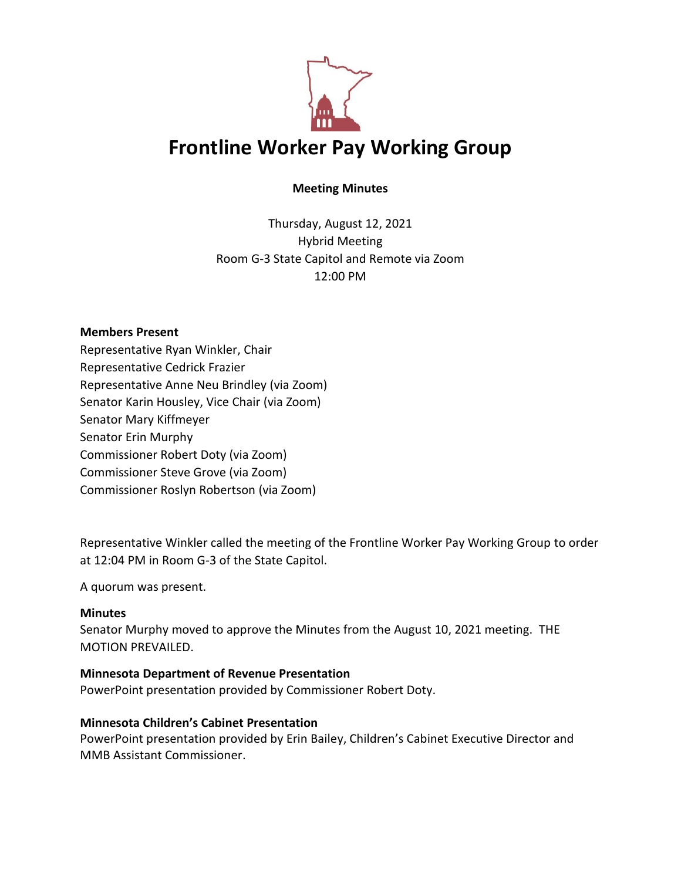# Frontline Worker Pay Working Group

**Meeting Minutes**

Thursday, August 12, 2021
Hybrid Meeting
Room G-3 State Capitol and Remote via Zoom
12:00 PM

**Members Present**
Representative Ryan Winkler, Chair
Representative Cedrick Frazier
Representative Anne Neu Brindley (via Zoom)
Senator Karin Housley, Vice Chair (via Zoom)
Senator Mary Kiffmeyer
Senator Erin Murphy
Commissioner Robert Doty (via Zoom)
Commissioner Steve Grove (via Zoom)
Commissioner Roslyn Robertson (via Zoom)

Representative Winkler called the meeting of the Frontline Worker Pay Working Group to order at 12:04 PM in Room G-3 of the State Capitol.

A quorum was present.

**Minutes**
Senator Murphy moved to approve the Minutes from the August 10, 2021 meeting. THE MOTION PREVAILED.

**Minnesota Department of Revenue Presentation**
PowerPoint presentation provided by Commissioner Robert Doty.

**Minnesota Children's Cabinet Presentation**
PowerPoint presentation provided by Erin Bailey, Children's Cabinet Executive Director and MMB Assistant Commissioner.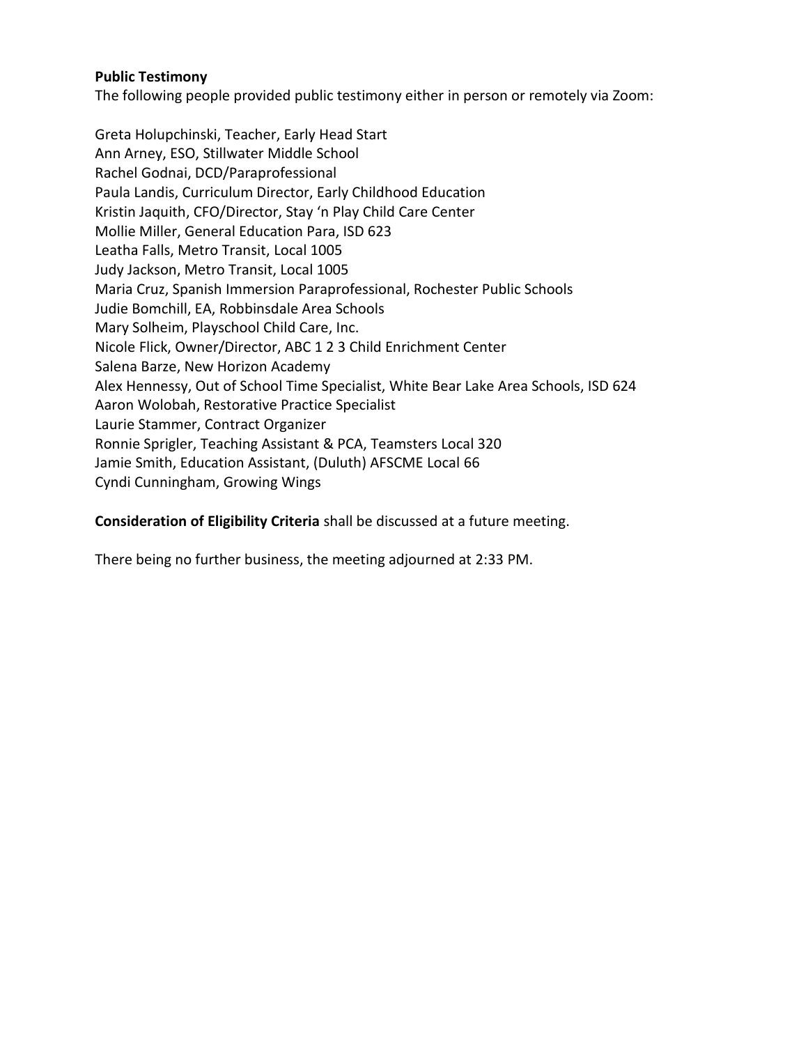**Public Testimony**

The following people provided public testimony either in person or remotely via Zoom:

Greta Holupchinski, Teacher, Early Head Start
Ann Arney, ESO, Stillwater Middle School
Rachel Godnai, DCD/Paraprofessional
Paula Landis, Curriculum Director, Early Childhood Education
Kristin Jaquith, CFO/Director, Stay 'n Play Child Care Center
Mollie Miller, General Education Para, ISD 623
Leatha Falls, Metro Transit, Local 1005
Judy Jackson, Metro Transit, Local 1005
Maria Cruz, Spanish Immersion Paraprofessional, Rochester Public Schools
Judie Bomchill, EA, Robbinsdale Area Schools
Mary Solheim, Playschool Child Care, Inc.
Nicole Flick, Owner/Director, ABC 1 2 3 Child Enrichment Center
Salena Barze, New Horizon Academy
Alex Hennessy, Out of School Time Specialist, White Bear Lake Area Schools, ISD 624
Aaron Wolobah, Restorative Practice Specialist
Laurie Stammer, Contract Organizer
Ronnie Sprigler, Teaching Assistant & PCA, Teamsters Local 320
Jamie Smith, Education Assistant, (Duluth) AFSCME Local 66
Cyndi Cunningham, Growing Wings

**Consideration of Eligibility Criteria** shall be discussed at a future meeting.

There being no further business, the meeting adjourned at 2:33 PM.